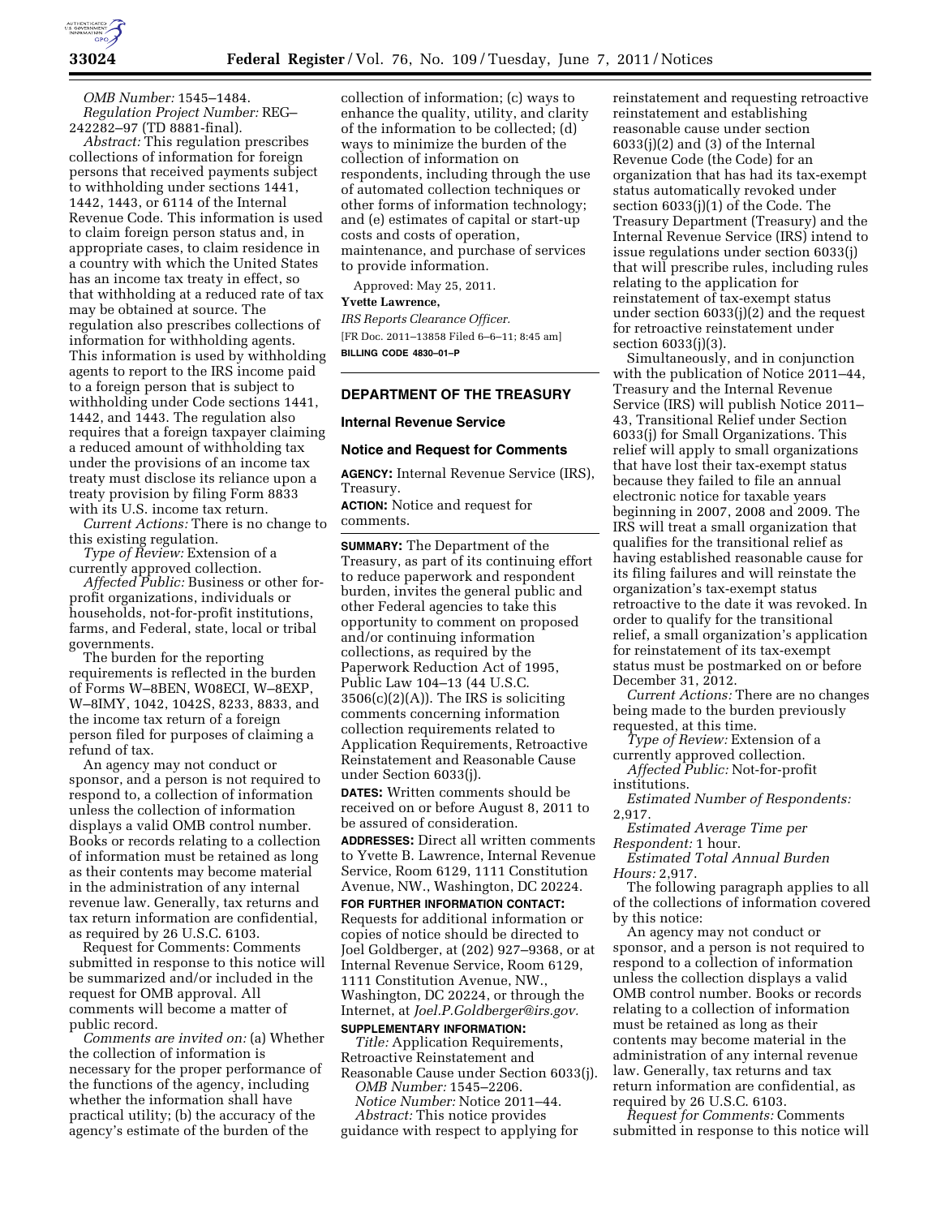*OMB Number:* 1545–1484.

*Regulation Project Number:* REG–242282–97 (TD 8881-final).

*Abstract:* This regulation prescribes collections of information for foreign persons that received payments subject to withholding under sections 1441, 1442, 1443, or 6114 of the Internal Revenue Code. This information is used to claim foreign person status and, in appropriate cases, to claim residence in a country with which the United States has an income tax treaty in effect, so that withholding at a reduced rate of tax may be obtained at source. The regulation also prescribes collections of information for withholding agents. This information is used by withholding agents to report to the IRS income paid to a foreign person that is subject to withholding under Code sections 1441, 1442, and 1443. The regulation also requires that a foreign taxpayer claiming a reduced amount of withholding tax under the provisions of an income tax treaty must disclose its reliance upon a treaty provision by filing Form 8833 with its U.S. income tax return.

*Current Actions:* There is no change to this existing regulation.

*Type of Review:* Extension of a currently approved collection.

*Affected Public:* Business or other for-profit organizations, individuals or households, not-for-profit institutions, farms, and Federal, state, local or tribal governments.

The burden for the reporting requirements is reflected in the burden of Forms W–8BEN, W08ECI, W–8EXP, W–8IMY, 1042, 1042S, 8233, 8833, and the income tax return of a foreign person filed for purposes of claiming a refund of tax.

An agency may not conduct or sponsor, and a person is not required to respond to, a collection of information unless the collection of information displays a valid OMB control number. Books or records relating to a collection of information must be retained as long as their contents may become material in the administration of any internal revenue law. Generally, tax returns and tax return information are confidential, as required by 26 U.S.C. 6103.

Request for Comments: Comments submitted in response to this notice will be summarized and/or included in the request for OMB approval. All comments will become a matter of public record.

*Comments are invited on:* (a) Whether the collection of information is necessary for the proper performance of the functions of the agency, including whether the information shall have practical utility; (b) the accuracy of the agency's estimate of the burden of the collection of information; (c) ways to enhance the quality, utility, and clarity of the information to be collected; (d) ways to minimize the burden of the collection of information on respondents, including through the use of automated collection techniques or other forms of information technology; and (e) estimates of capital or start-up costs and costs of operation, maintenance, and purchase of services to provide information.

Approved: May 25, 2011.

**Yvette Lawrence,**

*IRS Reports Clearance Officer.*

[FR Doc. 2011–13858 Filed 6–6–11; 8:45 am]

**BILLING CODE 4830–01–P**

---

## DEPARTMENT OF THE TREASURY

### Internal Revenue Service

### Notice and Request for Comments

**AGENCY:** Internal Revenue Service (IRS), Treasury.

**ACTION:** Notice and request for comments.

**SUMMARY:** The Department of the Treasury, as part of its continuing effort to reduce paperwork and respondent burden, invites the general public and other Federal agencies to take this opportunity to comment on proposed and/or continuing information collections, as required by the Paperwork Reduction Act of 1995, Public Law 104–13 (44 U.S.C. 3506(c)(2)(A)). The IRS is soliciting comments concerning information collection requirements related to Application Requirements, Retroactive Reinstatement and Reasonable Cause under Section 6033(j).

**DATES:** Written comments should be received on or before August 8, 2011 to be assured of consideration.

**ADDRESSES:** Direct all written comments to Yvette B. Lawrence, Internal Revenue Service, Room 6129, 1111 Constitution Avenue, NW., Washington, DC 20224.

**FOR FURTHER INFORMATION CONTACT:** Requests for additional information or copies of notice should be directed to Joel Goldberger, at (202) 927–9368, or at Internal Revenue Service, Room 6129, 1111 Constitution Avenue, NW., Washington, DC 20224, or through the Internet, at *Joel.P.Goldberger@irs.gov.*

**SUPPLEMENTARY INFORMATION:**

*Title:* Application Requirements, Retroactive Reinstatement and Reasonable Cause under Section 6033(j).

*OMB Number:* 1545–2206.

*Notice Number:* Notice 2011–44.

*Abstract:* This notice provides guidance with respect to applying for reinstatement and requesting retroactive reinstatement and establishing reasonable cause under section 6033(j)(2) and (3) of the Internal Revenue Code (the Code) for an organization that has had its tax-exempt status automatically revoked under section 6033(j)(1) of the Code. The Treasury Department (Treasury) and the Internal Revenue Service (IRS) intend to issue regulations under section 6033(j) that will prescribe rules, including rules relating to the application for reinstatement of tax-exempt status under section 6033(j)(2) and the request for retroactive reinstatement under section 6033(j)(3).

Simultaneously, and in conjunction with the publication of Notice 2011–44, Treasury and the Internal Revenue Service (IRS) will publish Notice 2011–43, Transitional Relief under Section 6033(j) for Small Organizations. This relief will apply to small organizations that have lost their tax-exempt status because they failed to file an annual electronic notice for taxable years beginning in 2007, 2008 and 2009. The IRS will treat a small organization that qualifies for the transitional relief as having established reasonable cause for its filing failures and will reinstate the organization's tax-exempt status retroactive to the date it was revoked. In order to qualify for the transitional relief, a small organization's application for reinstatement of its tax-exempt status must be postmarked on or before December 31, 2012.

*Current Actions:* There are no changes being made to the burden previously requested, at this time.

*Type of Review:* Extension of a currently approved collection.

*Affected Public:* Not-for-profit institutions.

*Estimated Number of Respondents:* 2,917.

*Estimated Average Time per Respondent:* 1 hour.

*Estimated Total Annual Burden Hours:* 2,917.

The following paragraph applies to all of the collections of information covered by this notice:

An agency may not conduct or sponsor, and a person is not required to respond to a collection of information unless the collection displays a valid OMB control number. Books or records relating to a collection of information must be retained as long as their contents may become material in the administration of any internal revenue law. Generally, tax returns and tax return information are confidential, as required by 26 U.S.C. 6103.

*Request for Comments:* Comments submitted in response to this notice will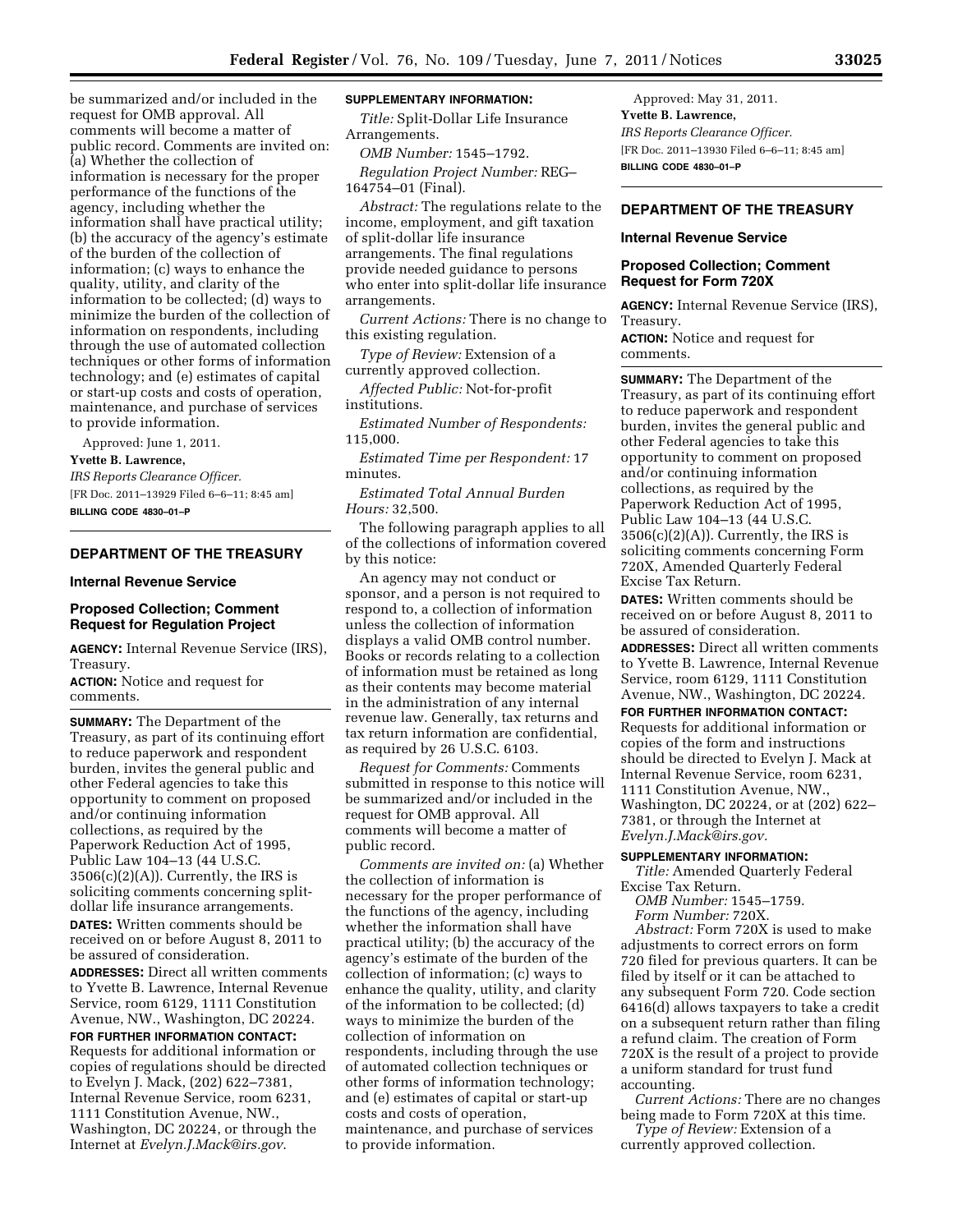be summarized and/or included in the request for OMB approval. All comments will become a matter of public record. Comments are invited on: (a) Whether the collection of information is necessary for the proper performance of the functions of the agency, including whether the information shall have practical utility; (b) the accuracy of the agency's estimate of the burden of the collection of information; (c) ways to enhance the quality, utility, and clarity of the information to be collected; (d) ways to minimize the burden of the collection of information on respondents, including through the use of automated collection techniques or other forms of information technology; and (e) estimates of capital or start-up costs and costs of operation, maintenance, and purchase of services to provide information.

Approved: June 1, 2011.

**Yvette B. Lawrence,**

*IRS Reports Clearance Officer.*

[FR Doc. 2011–13929 Filed 6–6–11; 8:45 am]

**BILLING CODE 4830–01–P**

## DEPARTMENT OF THE TREASURY

### Internal Revenue Service

### Proposed Collection; Comment Request for Regulation Project

**AGENCY:** Internal Revenue Service (IRS), Treasury.

**ACTION:** Notice and request for comments.

**SUMMARY:** The Department of the Treasury, as part of its continuing effort to reduce paperwork and respondent burden, invites the general public and other Federal agencies to take this opportunity to comment on proposed and/or continuing information collections, as required by the Paperwork Reduction Act of 1995, Public Law 104–13 (44 U.S.C. 3506(c)(2)(A)). Currently, the IRS is soliciting comments concerning split-dollar life insurance arrangements.

**DATES:** Written comments should be received on or before August 8, 2011 to be assured of consideration.

**ADDRESSES:** Direct all written comments to Yvette B. Lawrence, Internal Revenue Service, room 6129, 1111 Constitution Avenue, NW., Washington, DC 20224.

**FOR FURTHER INFORMATION CONTACT:** Requests for additional information or copies of regulations should be directed to Evelyn J. Mack, (202) 622–7381, Internal Revenue Service, room 6231, 1111 Constitution Avenue, NW., Washington, DC 20224, or through the Internet at *Evelyn.J.Mack@irs.gov*.

**SUPPLEMENTARY INFORMATION:**

*Title:* Split-Dollar Life Insurance Arrangements.

*OMB Number:* 1545–1792.

*Regulation Project Number:* REG–164754–01 (Final).

*Abstract:* The regulations relate to the income, employment, and gift taxation of split-dollar life insurance arrangements. The final regulations provide needed guidance to persons who enter into split-dollar life insurance arrangements.

*Current Actions:* There is no change to this existing regulation.

*Type of Review:* Extension of a currently approved collection.

*Affected Public:* Not-for-profit institutions.

*Estimated Number of Respondents:* 115,000.

*Estimated Time per Respondent:* 17 minutes.

*Estimated Total Annual Burden Hours:* 32,500.

The following paragraph applies to all of the collections of information covered by this notice:

An agency may not conduct or sponsor, and a person is not required to respond to, a collection of information unless the collection of information displays a valid OMB control number. Books or records relating to a collection of information must be retained as long as their contents may become material in the administration of any internal revenue law. Generally, tax returns and tax return information are confidential, as required by 26 U.S.C. 6103.

*Request for Comments:* Comments submitted in response to this notice will be summarized and/or included in the request for OMB approval. All comments will become a matter of public record.

*Comments are invited on:* (a) Whether the collection of information is necessary for the proper performance of the functions of the agency, including whether the information shall have practical utility; (b) the accuracy of the agency's estimate of the burden of the collection of information; (c) ways to enhance the quality, utility, and clarity of the information to be collected; (d) ways to minimize the burden of the collection of information on respondents, including through the use of automated collection techniques or other forms of information technology; and (e) estimates of capital or start-up costs and costs of operation, maintenance, and purchase of services to provide information.

Approved: May 31, 2011.

**Yvette B. Lawrence,**

*IRS Reports Clearance Officer.*

[FR Doc. 2011–13930 Filed 6–6–11; 8:45 am]

**BILLING CODE 4830–01–P**

## DEPARTMENT OF THE TREASURY

### Internal Revenue Service

### Proposed Collection; Comment Request for Form 720X

**AGENCY:** Internal Revenue Service (IRS), Treasury.

**ACTION:** Notice and request for comments.

**SUMMARY:** The Department of the Treasury, as part of its continuing effort to reduce paperwork and respondent burden, invites the general public and other Federal agencies to take this opportunity to comment on proposed and/or continuing information collections, as required by the Paperwork Reduction Act of 1995, Public Law 104–13 (44 U.S.C. 3506(c)(2)(A)). Currently, the IRS is soliciting comments concerning Form 720X, Amended Quarterly Federal Excise Tax Return.

**DATES:** Written comments should be received on or before August 8, 2011 to be assured of consideration.

**ADDRESSES:** Direct all written comments to Yvette B. Lawrence, Internal Revenue Service, room 6129, 1111 Constitution Avenue, NW., Washington, DC 20224.

**FOR FURTHER INFORMATION CONTACT:** Requests for additional information or copies of the form and instructions should be directed to Evelyn J. Mack at Internal Revenue Service, room 6231, 1111 Constitution Avenue, NW., Washington, DC 20224, or at (202) 622–7381, or through the Internet at *Evelyn.J.Mack@irs.gov.*

**SUPPLEMENTARY INFORMATION:**

*Title:* Amended Quarterly Federal Excise Tax Return.

*OMB Number:* 1545–1759.

*Form Number:* 720X.

*Abstract:* Form 720X is used to make adjustments to correct errors on form 720 filed for previous quarters. It can be filed by itself or it can be attached to any subsequent Form 720. Code section 6416(d) allows taxpayers to take a credit on a subsequent return rather than filing a refund claim. The creation of Form 720X is the result of a project to provide a uniform standard for trust fund accounting.

*Current Actions:* There are no changes being made to Form 720X at this time.

*Type of Review:* Extension of a currently approved collection.